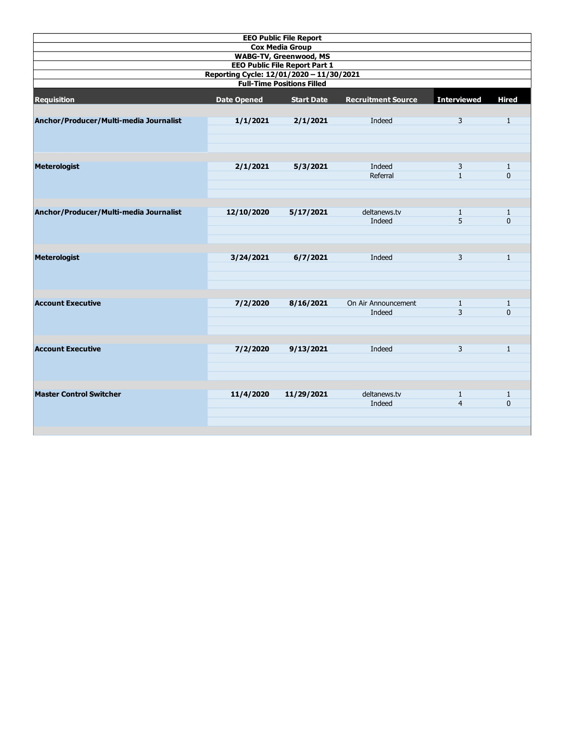# EEO Public File Report

## Cox Media Group

## WABG-TV, Greenwood, MS

## EEO Public File Report Part 1

### Reporting Cycle: 12/01/2020 – 11/30/2021

### Full-Time Positions Filled

| Requisition | Date Opened | Start Date | Recruitment Source | Interviewed | Hired |
|---|---|---|---|---|---|
| **Anchor/Producer/Multi-media Journalist** | **1/1/2021** | **2/1/2021** | Indeed | 3 | 1 |
| **Meterologist** | **2/1/2021** | **5/3/2021** | Indeed | 3 | 1 |
| | | | Referral | 1 | 0 |
| **Anchor/Producer/Multi-media Journalist** | **12/10/2020** | **5/17/2021** | deltanews.tv | 1 | 1 |
| | | | Indeed | 5 | 0 |
| **Meterologist** | **3/24/2021** | **6/7/2021** | Indeed | 3 | 1 |
| **Account Executive** | **7/2/2020** | **8/16/2021** | On Air Announcement | 1 | 1 |
| | | | Indeed | 3 | 0 |
| **Account Executive** | **7/2/2020** | **9/13/2021** | Indeed | 3 | 1 |
| **Master Control Switcher** | **11/4/2020** | **11/29/2021** | deltanews.tv | 1 | 1 |
| | | | Indeed | 4 | 0 |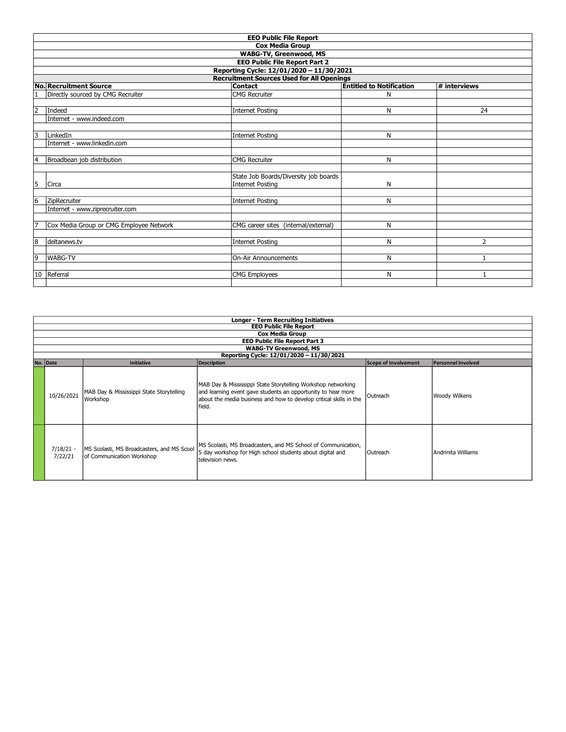| EEO Public File Report | | | | |
|---|---|---|---|---|
| Cox Media Group | | | | |
| WABG-TV, Greenwood, MS | | | | |
| EEO Public File Report Part 2 | | | | |
| Reporting Cycle: 12/01/2020 – 11/30/2021 | | | | |
| Recruitment Sources Used for All Openings | | | | |
| **No.** | **Recruitment Source** | **Contact** | **Entitled to Notification** | **# interviews** |
| 1 | Directly sourced by CMG Recruiter | CMG Recruiter | N | |
| 2 | Indeed | Internet Posting | N | 24 |
| | Internet - www.indeed.com | | | |
| 3 | LinkedIn | Internet Posting | N | |
| | Internet - www.linkedin.com | | | |
| 4 | Broadbean job distribution | CMG Recruiter | N | |
| 5 | Circa | State Job Boards/Diversity job boards Internet Posting | N | |
| 6 | ZipRecruiter | Internet Posting | N | |
| | Internet - www.ziprecruiter.com | | | |
| 7 | Cox Media Group or CMG Employee Network | CMG career sites (internal/external) | N | |
| 8 | deltanews.tv | Internet Posting | N | 2 |
| 9 | WABG-TV | On-Air Announcements | N | 1 |
| 10 | Referral | CMG Employees | N | 1 |

| Longer - Term Recruiting Initiatives | | | | | |
|---|---|---|---|---|---|
| EEO Public File Report | | | | | |
| Cox Media Group | | | | | |
| EEO Public File Report Part 3 | | | | | |
| WABG-TV Greenwood, MS | | | | | |
| Reporting Cycle: 12/01/2020 – 11/30/2021 | | | | | |
| **No.** | **Date** | **Initiative** | **Description** | **Scope of Involvement** | **Personnel Involved** |
| | 10/26/2021 | MAB Day & Mississippi State Storytelling Workshop | MAB Day & Mississippi State Storytelling Workshop networking and learning event gave students an opportunity to hear more about the media business and how to develop critical skills in the field. | Outreach | Woody Wilkens |
| | 7/18/21 - 7/22/21 | MS Scolasti, MS Broadcasters, and MS Scool of Communication Workshop | MS Scolasti, MS Broadcasters, and MS School of Communication, 5 day workshop for High school students about digital and television news. | Outreach | Andrinita Williams |